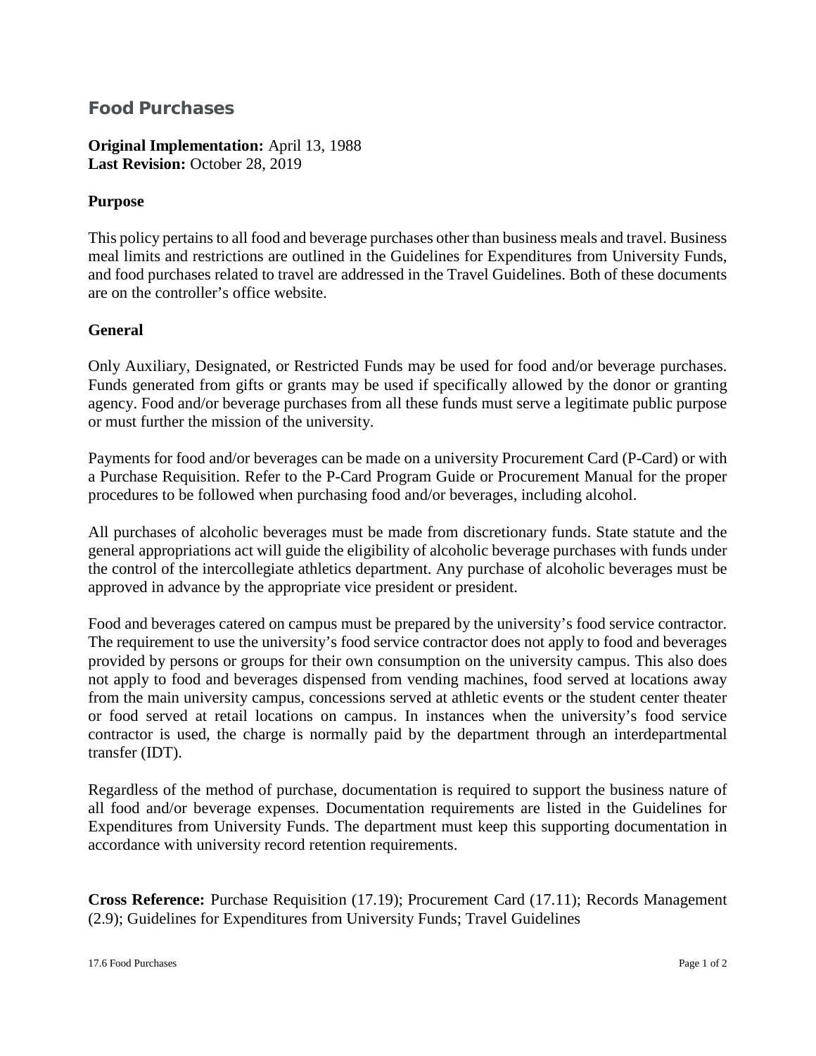# Food Purchases

**Original Implementation:** April 13, 1988
**Last Revision:** October 28, 2019

**Purpose**

This policy pertains to all food and beverage purchases other than business meals and travel. Business meal limits and restrictions are outlined in the Guidelines for Expenditures from University Funds, and food purchases related to travel are addressed in the Travel Guidelines. Both of these documents are on the controller's office website.

**General**

Only Auxiliary, Designated, or Restricted Funds may be used for food and/or beverage purchases. Funds generated from gifts or grants may be used if specifically allowed by the donor or granting agency. Food and/or beverage purchases from all these funds must serve a legitimate public purpose or must further the mission of the university.

Payments for food and/or beverages can be made on a university Procurement Card (P-Card) or with a Purchase Requisition. Refer to the P-Card Program Guide or Procurement Manual for the proper procedures to be followed when purchasing food and/or beverages, including alcohol.

All purchases of alcoholic beverages must be made from discretionary funds. State statute and the general appropriations act will guide the eligibility of alcoholic beverage purchases with funds under the control of the intercollegiate athletics department. Any purchase of alcoholic beverages must be approved in advance by the appropriate vice president or president.

Food and beverages catered on campus must be prepared by the university's food service contractor. The requirement to use the university's food service contractor does not apply to food and beverages provided by persons or groups for their own consumption on the university campus. This also does not apply to food and beverages dispensed from vending machines, food served at locations away from the main university campus, concessions served at athletic events or the student center theater or food served at retail locations on campus. In instances when the university's food service contractor is used, the charge is normally paid by the department through an interdepartmental transfer (IDT).

Regardless of the method of purchase, documentation is required to support the business nature of all food and/or beverage expenses. Documentation requirements are listed in the Guidelines for Expenditures from University Funds. The department must keep this supporting documentation in accordance with university record retention requirements.

**Cross Reference:** Purchase Requisition (17.19); Procurement Card (17.11); Records Management (2.9); Guidelines for Expenditures from University Funds; Travel Guidelines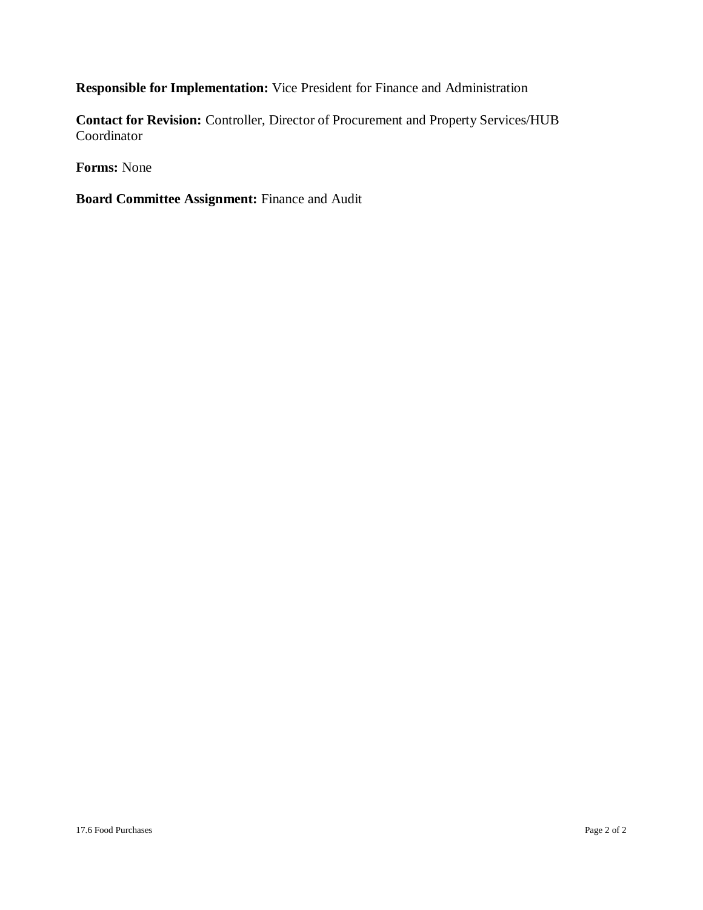**Responsible for Implementation:** Vice President for Finance and Administration

**Contact for Revision:** Controller, Director of Procurement and Property Services/HUB Coordinator

**Forms:** None

**Board Committee Assignment:** Finance and Audit